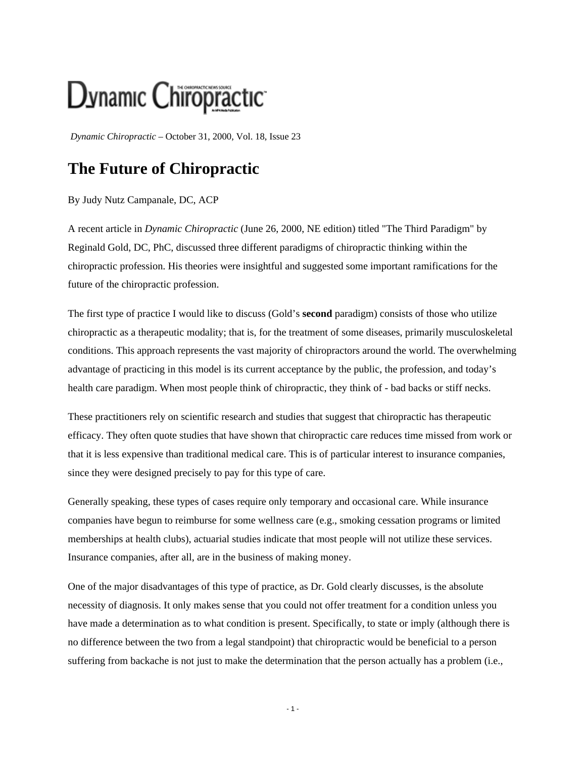*Dynamic Chiropractic* – October 31, 2000, Vol. 18, Issue 23

# The Future of Chiropractic

By Judy Nutz Campanale, DC, ACP

A recent article in *Dynamic Chiropractic* (June 26, 2000, NE edition) titled "The Third Paradigm" by Reginald Gold, DC, PhC, discussed three different paradigms of chiropractic thinking within the chiropractic profession. His theories were insightful and suggested some important ramifications for the future of the chiropractic profession.

The first type of practice I would like to discuss (Gold's **second** paradigm) consists of those who utilize chiropractic as a therapeutic modality; that is, for the treatment of some diseases, primarily musculoskeletal conditions. This approach represents the vast majority of chiropractors around the world. The overwhelming advantage of practicing in this model is its current acceptance by the public, the profession, and today's health care paradigm. When most people think of chiropractic, they think of - bad backs or stiff necks.

These practitioners rely on scientific research and studies that suggest that chiropractic has therapeutic efficacy. They often quote studies that have shown that chiropractic care reduces time missed from work or that it is less expensive than traditional medical care. This is of particular interest to insurance companies, since they were designed precisely to pay for this type of care.

Generally speaking, these types of cases require only temporary and occasional care. While insurance companies have begun to reimburse for some wellness care (e.g., smoking cessation programs or limited memberships at health clubs), actuarial studies indicate that most people will not utilize these services. Insurance companies, after all, are in the business of making money.

One of the major disadvantages of this type of practice, as Dr. Gold clearly discusses, is the absolute necessity of diagnosis. It only makes sense that you could not offer treatment for a condition unless you have made a determination as to what condition is present. Specifically, to state or imply (although there is no difference between the two from a legal standpoint) that chiropractic would be beneficial to a person suffering from backache is not just to make the determination that the person actually has a problem (i.e.,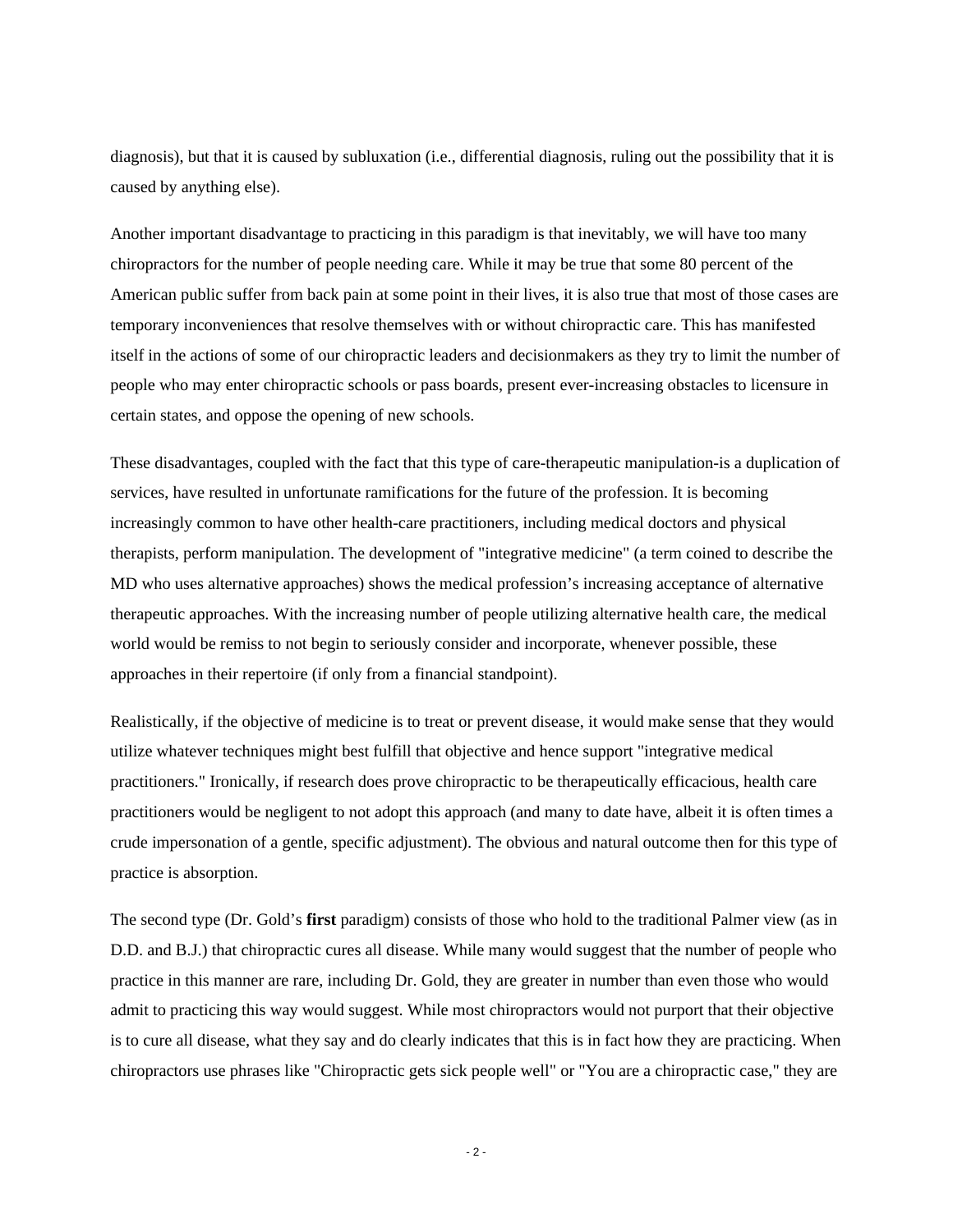diagnosis), but that it is caused by subluxation (i.e., differential diagnosis, ruling out the possibility that it is caused by anything else).

Another important disadvantage to practicing in this paradigm is that inevitably, we will have too many chiropractors for the number of people needing care. While it may be true that some 80 percent of the American public suffer from back pain at some point in their lives, it is also true that most of those cases are temporary inconveniences that resolve themselves with or without chiropractic care. This has manifested itself in the actions of some of our chiropractic leaders and decisionmakers as they try to limit the number of people who may enter chiropractic schools or pass boards, present ever-increasing obstacles to licensure in certain states, and oppose the opening of new schools.

These disadvantages, coupled with the fact that this type of care-therapeutic manipulation-is a duplication of services, have resulted in unfortunate ramifications for the future of the profession. It is becoming increasingly common to have other health-care practitioners, including medical doctors and physical therapists, perform manipulation. The development of "integrative medicine" (a term coined to describe the MD who uses alternative approaches) shows the medical profession's increasing acceptance of alternative therapeutic approaches. With the increasing number of people utilizing alternative health care, the medical world would be remiss to not begin to seriously consider and incorporate, whenever possible, these approaches in their repertoire (if only from a financial standpoint).

Realistically, if the objective of medicine is to treat or prevent disease, it would make sense that they would utilize whatever techniques might best fulfill that objective and hence support "integrative medical practitioners." Ironically, if research does prove chiropractic to be therapeutically efficacious, health care practitioners would be negligent to not adopt this approach (and many to date have, albeit it is often times a crude impersonation of a gentle, specific adjustment). The obvious and natural outcome then for this type of practice is absorption.

The second type (Dr. Gold's **first** paradigm) consists of those who hold to the traditional Palmer view (as in D.D. and B.J.) that chiropractic cures all disease. While many would suggest that the number of people who practice in this manner are rare, including Dr. Gold, they are greater in number than even those who would admit to practicing this way would suggest. While most chiropractors would not purport that their objective is to cure all disease, what they say and do clearly indicates that this is in fact how they are practicing. When chiropractors use phrases like "Chiropractic gets sick people well" or "You are a chiropractic case," they are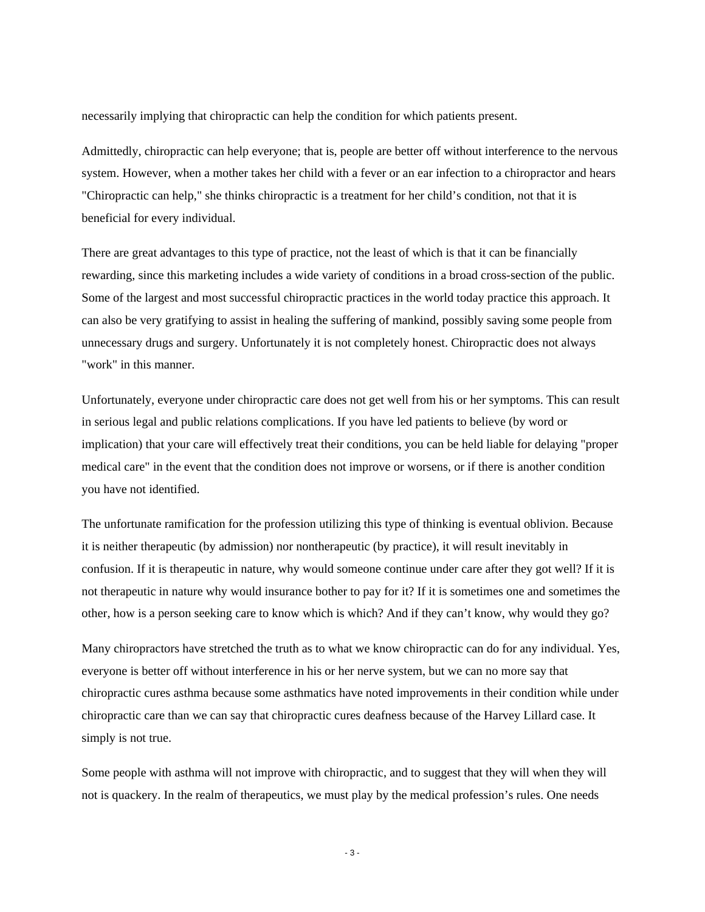necessarily implying that chiropractic can help the condition for which patients present.

Admittedly, chiropractic can help everyone; that is, people are better off without interference to the nervous system. However, when a mother takes her child with a fever or an ear infection to a chiropractor and hears "Chiropractic can help," she thinks chiropractic is a treatment for her child's condition, not that it is beneficial for every individual.

There are great advantages to this type of practice, not the least of which is that it can be financially rewarding, since this marketing includes a wide variety of conditions in a broad cross-section of the public. Some of the largest and most successful chiropractic practices in the world today practice this approach. It can also be very gratifying to assist in healing the suffering of mankind, possibly saving some people from unnecessary drugs and surgery. Unfortunately it is not completely honest. Chiropractic does not always "work" in this manner.

Unfortunately, everyone under chiropractic care does not get well from his or her symptoms. This can result in serious legal and public relations complications. If you have led patients to believe (by word or implication) that your care will effectively treat their conditions, you can be held liable for delaying "proper medical care" in the event that the condition does not improve or worsens, or if there is another condition you have not identified.

The unfortunate ramification for the profession utilizing this type of thinking is eventual oblivion. Because it is neither therapeutic (by admission) nor nontherapeutic (by practice), it will result inevitably in confusion. If it is therapeutic in nature, why would someone continue under care after they got well? If it is not therapeutic in nature why would insurance bother to pay for it? If it is sometimes one and sometimes the other, how is a person seeking care to know which is which? And if they can't know, why would they go?

Many chiropractors have stretched the truth as to what we know chiropractic can do for any individual. Yes, everyone is better off without interference in his or her nerve system, but we can no more say that chiropractic cures asthma because some asthmatics have noted improvements in their condition while under chiropractic care than we can say that chiropractic cures deafness because of the Harvey Lillard case. It simply is not true.

Some people with asthma will not improve with chiropractic, and to suggest that they will when they will not is quackery. In the realm of therapeutics, we must play by the medical profession's rules. One needs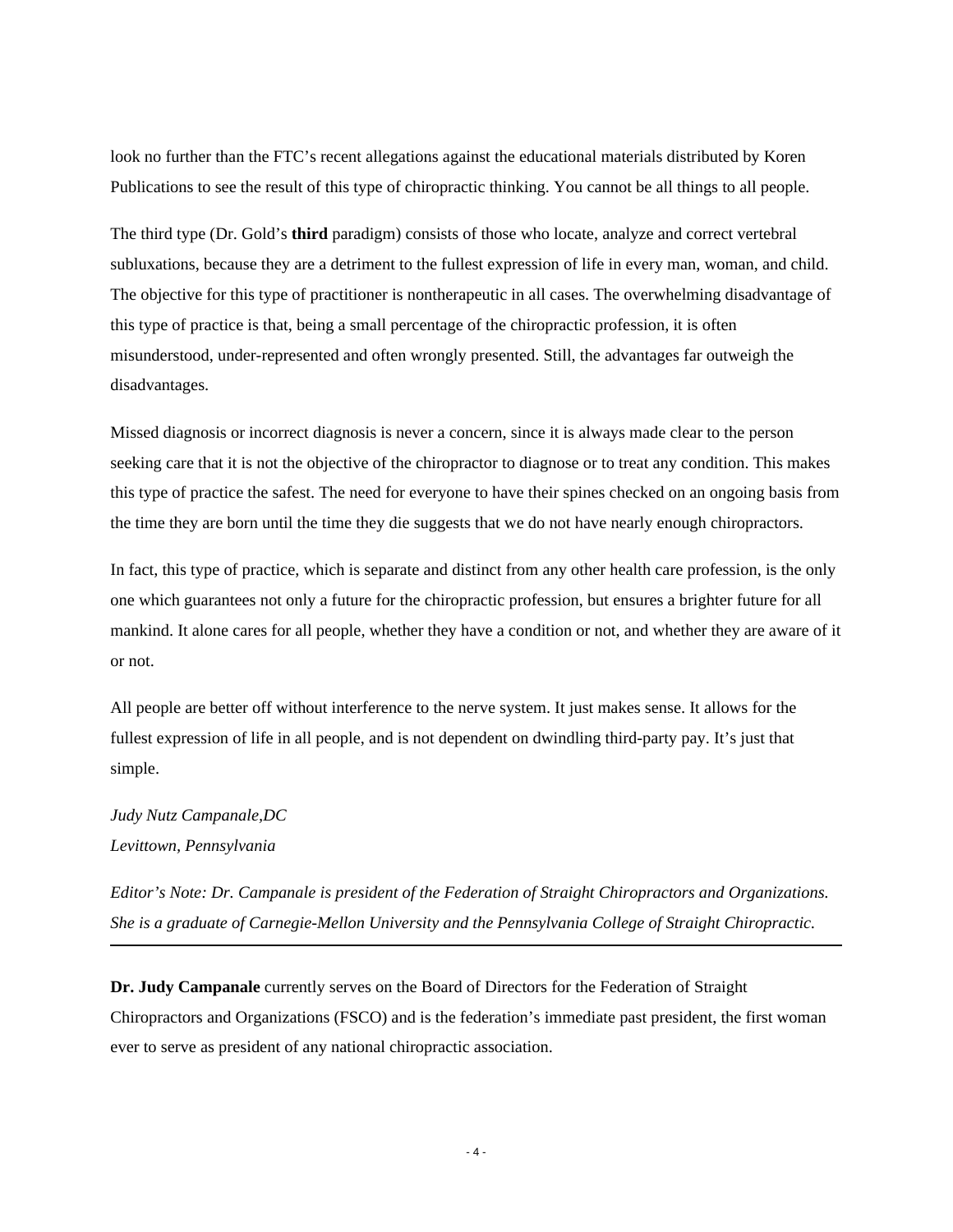look no further than the FTC's recent allegations against the educational materials distributed by Koren Publications to see the result of this type of chiropractic thinking. You cannot be all things to all people.

The third type (Dr. Gold's **third** paradigm) consists of those who locate, analyze and correct vertebral subluxations, because they are a detriment to the fullest expression of life in every man, woman, and child. The objective for this type of practitioner is nontherapeutic in all cases. The overwhelming disadvantage of this type of practice is that, being a small percentage of the chiropractic profession, it is often misunderstood, under-represented and often wrongly presented. Still, the advantages far outweigh the disadvantages.

Missed diagnosis or incorrect diagnosis is never a concern, since it is always made clear to the person seeking care that it is not the objective of the chiropractor to diagnose or to treat any condition. This makes this type of practice the safest. The need for everyone to have their spines checked on an ongoing basis from the time they are born until the time they die suggests that we do not have nearly enough chiropractors.

In fact, this type of practice, which is separate and distinct from any other health care profession, is the only one which guarantees not only a future for the chiropractic profession, but ensures a brighter future for all mankind. It alone cares for all people, whether they have a condition or not, and whether they are aware of it or not.

All people are better off without interference to the nerve system. It just makes sense. It allows for the fullest expression of life in all people, and is not dependent on dwindling third-party pay. It's just that simple.

*Judy Nutz Campanale,DC*
*Levittown, Pennsylvania*

*Editor's Note: Dr. Campanale is president of the Federation of Straight Chiropractors and Organizations. She is a graduate of Carnegie-Mellon University and the Pennsylvania College of Straight Chiropractic.*

---

**Dr. Judy Campanale** currently serves on the Board of Directors for the Federation of Straight Chiropractors and Organizations (FSCO) and is the federation's immediate past president, the first woman ever to serve as president of any national chiropractic association.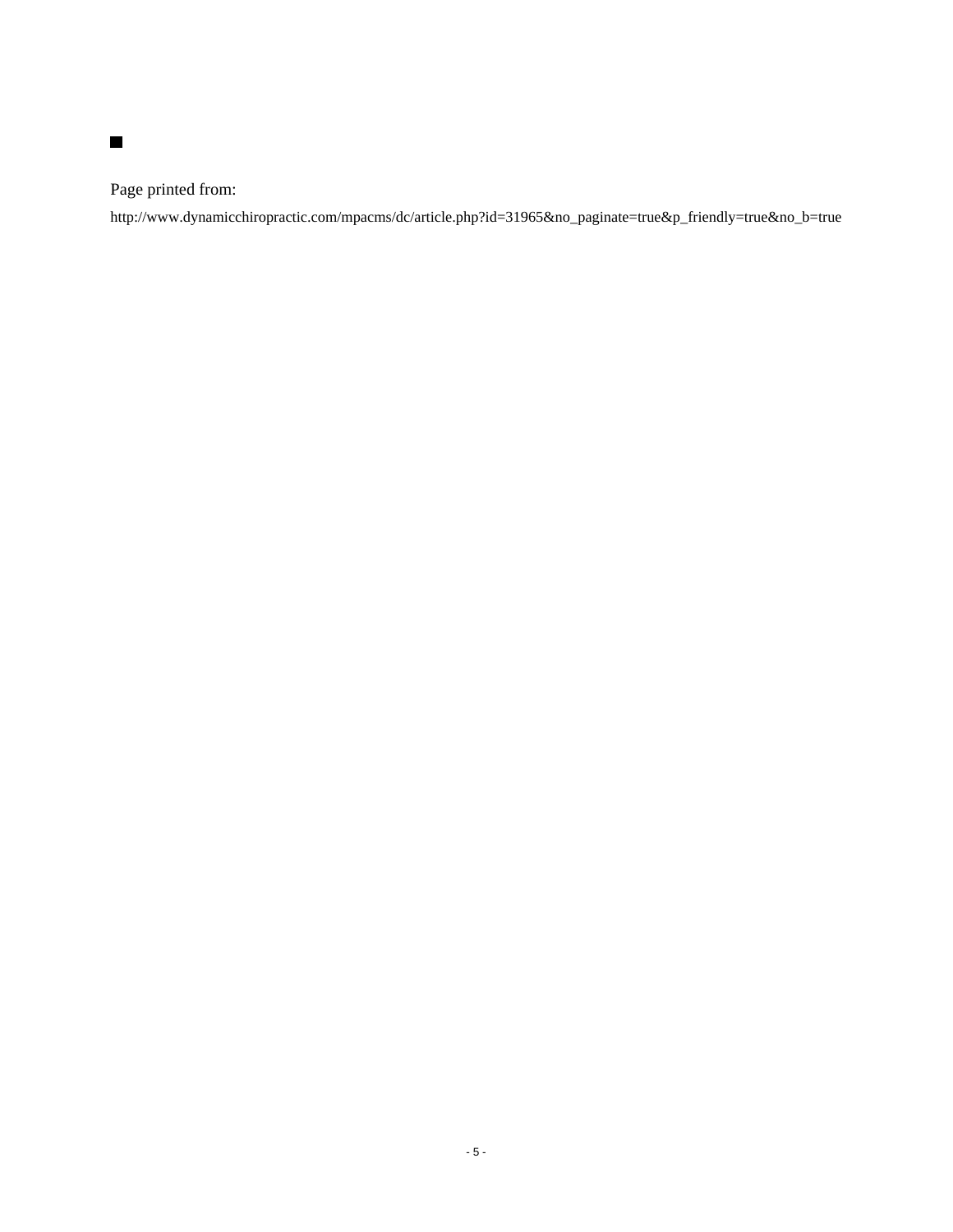■

Page printed from:

http://www.dynamicchiropractic.com/mpacms/dc/article.php?id=31965&no_paginate=true&p_friendly=true&no_b=true